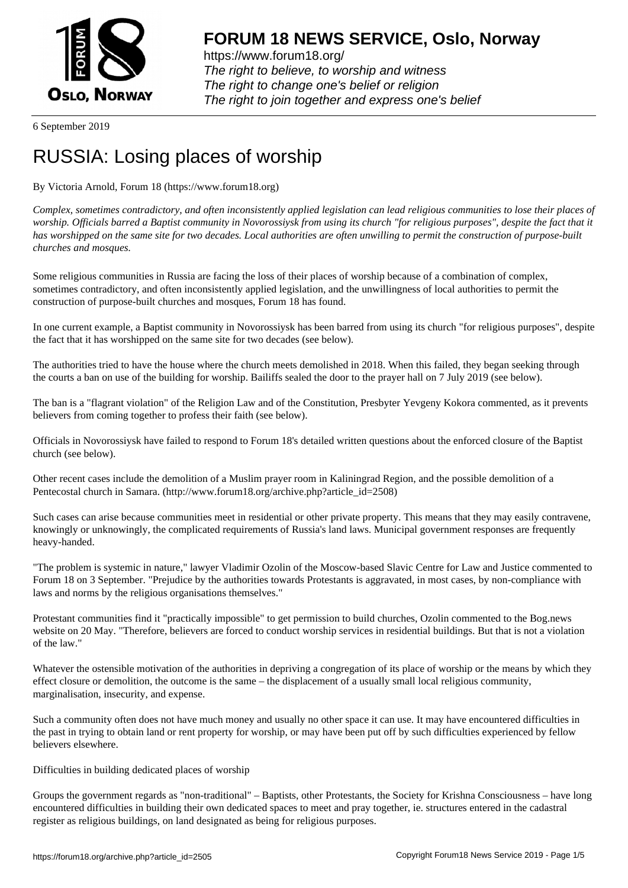# FORUM 18 NEWS SERVICE, Oslo, Norway

https://www.forum18.org/
*The right to believe, to worship and witness*
*The right to change one's belief or religion*
*The right to join together and express one's belief*

6 September 2019

# RUSSIA: Losing places of worship

By Victoria Arnold, Forum 18 (https://www.forum18.org)

*Complex, sometimes contradictory, and often inconsistently applied legislation can lead religious communities to lose their places of worship. Officials barred a Baptist community in Novorossiysk from using its church "for religious purposes", despite the fact that it has worshipped on the same site for two decades. Local authorities are often unwilling to permit the construction of purpose-built churches and mosques.*

Some religious communities in Russia are facing the loss of their places of worship because of a combination of complex, sometimes contradictory, and often inconsistently applied legislation, and the unwillingness of local authorities to permit the construction of purpose-built churches and mosques, Forum 18 has found.

In one current example, a Baptist community in Novorossiysk has been barred from using its church "for religious purposes", despite the fact that it has worshipped on the same site for two decades (see below).

The authorities tried to have the house where the church meets demolished in 2018. When this failed, they began seeking through the courts a ban on use of the building for worship. Bailiffs sealed the door to the prayer hall on 7 July 2019 (see below).

The ban is a "flagrant violation" of the Religion Law and of the Constitution, Presbyter Yevgeny Kokora commented, as it prevents believers from coming together to profess their faith (see below).

Officials in Novorossiysk have failed to respond to Forum 18's detailed written questions about the enforced closure of the Baptist church (see below).

Other recent cases include the demolition of a Muslim prayer room in Kaliningrad Region, and the possible demolition of a Pentecostal church in Samara. (http://www.forum18.org/archive.php?article_id=2508)

Such cases can arise because communities meet in residential or other private property. This means that they may easily contravene, knowingly or unknowingly, the complicated requirements of Russia's land laws. Municipal government responses are frequently heavy-handed.

"The problem is systemic in nature," lawyer Vladimir Ozolin of the Moscow-based Slavic Centre for Law and Justice commented to Forum 18 on 3 September. "Prejudice by the authorities towards Protestants is aggravated, in most cases, by non-compliance with laws and norms by the religious organisations themselves."

Protestant communities find it "practically impossible" to get permission to build churches, Ozolin commented to the Bog.news website on 20 May. "Therefore, believers are forced to conduct worship services in residential buildings. But that is not a violation of the law."

Whatever the ostensible motivation of the authorities in depriving a congregation of its place of worship or the means by which they effect closure or demolition, the outcome is the same – the displacement of a usually small local religious community, marginalisation, insecurity, and expense.

Such a community often does not have much money and usually no other space it can use. It may have encountered difficulties in the past in trying to obtain land or rent property for worship, or may have been put off by such difficulties experienced by fellow believers elsewhere.

Difficulties in building dedicated places of worship

Groups the government regards as "non-traditional" – Baptists, other Protestants, the Society for Krishna Consciousness – have long encountered difficulties in building their own dedicated spaces to meet and pray together, ie. structures entered in the cadastral register as religious buildings, on land designated as being for religious purposes.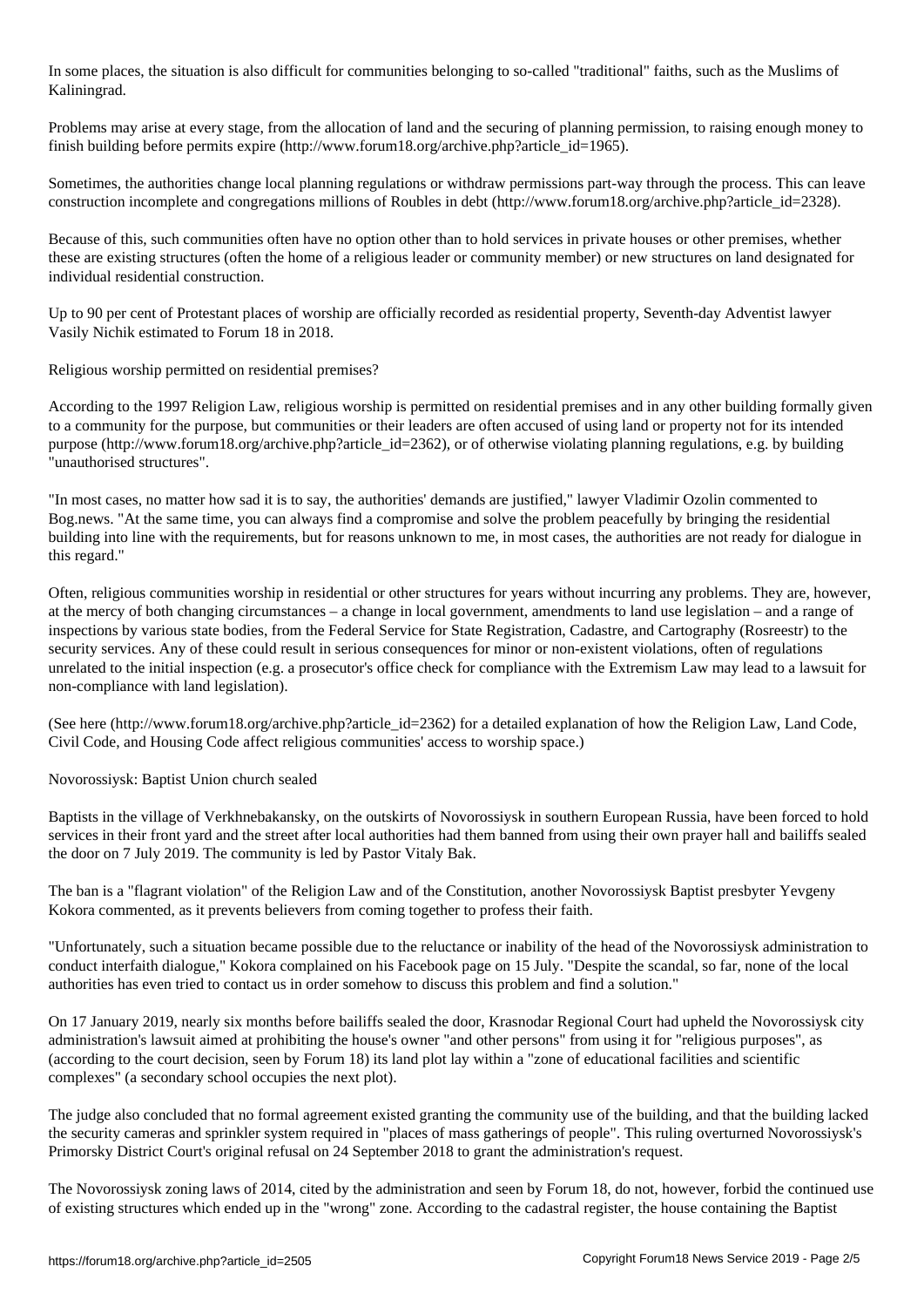In some places, the situation is also difficult for communities belonging to so-called "traditional" faiths, such as the Muslims of Kaliningrad.

Problems may arise at every stage, from the allocation of land and the securing of planning permission, to raising enough money to finish building before permits expire (http://www.forum18.org/archive.php?article_id=1965).

Sometimes, the authorities change local planning regulations or withdraw permissions part-way through the process. This can leave construction incomplete and congregations millions of Roubles in debt (http://www.forum18.org/archive.php?article_id=2328).

Because of this, such communities often have no option other than to hold services in private houses or other premises, whether these are existing structures (often the home of a religious leader or community member) or new structures on land designated for individual residential construction.

Up to 90 per cent of Protestant places of worship are officially recorded as residential property, Seventh-day Adventist lawyer Vasily Nichik estimated to Forum 18 in 2018.

## Religious worship permitted on residential premises?

According to the 1997 Religion Law, religious worship is permitted on residential premises and in any other building formally given to a community for the purpose, but communities or their leaders are often accused of using land or property not for its intended purpose (http://www.forum18.org/archive.php?article_id=2362), or of otherwise violating planning regulations, e.g. by building "unauthorised structures".

"In most cases, no matter how sad it is to say, the authorities' demands are justified," lawyer Vladimir Ozolin commented to Bog.news. "At the same time, you can always find a compromise and solve the problem peacefully by bringing the residential building into line with the requirements, but for reasons unknown to me, in most cases, the authorities are not ready for dialogue in this regard."

Often, religious communities worship in residential or other structures for years without incurring any problems. They are, however, at the mercy of both changing circumstances – a change in local government, amendments to land use legislation – and a range of inspections by various state bodies, from the Federal Service for State Registration, Cadastre, and Cartography (Rosreestr) to the security services. Any of these could result in serious consequences for minor or non-existent violations, often of regulations unrelated to the initial inspection (e.g. a prosecutor's office check for compliance with the Extremism Law may lead to a lawsuit for non-compliance with land legislation).

(See here (http://www.forum18.org/archive.php?article_id=2362) for a detailed explanation of how the Religion Law, Land Code, Civil Code, and Housing Code affect religious communities' access to worship space.)

## Novorossiysk: Baptist Union church sealed

Baptists in the village of Verkhnebakansky, on the outskirts of Novorossiysk in southern European Russia, have been forced to hold services in their front yard and the street after local authorities had them banned from using their own prayer hall and bailiffs sealed the door on 7 July 2019. The community is led by Pastor Vitaly Bak.

The ban is a "flagrant violation" of the Religion Law and of the Constitution, another Novorossiysk Baptist presbyter Yevgeny Kokora commented, as it prevents believers from coming together to profess their faith.

"Unfortunately, such a situation became possible due to the reluctance or inability of the head of the Novorossiysk administration to conduct interfaith dialogue," Kokora complained on his Facebook page on 15 July. "Despite the scandal, so far, none of the local authorities has even tried to contact us in order somehow to discuss this problem and find a solution."

On 17 January 2019, nearly six months before bailiffs sealed the door, Krasnodar Regional Court had upheld the Novorossiysk city administration's lawsuit aimed at prohibiting the house's owner "and other persons" from using it for "religious purposes", as (according to the court decision, seen by Forum 18) its land plot lay within a "zone of educational facilities and scientific complexes" (a secondary school occupies the next plot).

The judge also concluded that no formal agreement existed granting the community use of the building, and that the building lacked the security cameras and sprinkler system required in "places of mass gatherings of people". This ruling overturned Novorossiysk's Primorsky District Court's original refusal on 24 September 2018 to grant the administration's request.

The Novorossiysk zoning laws of 2014, cited by the administration and seen by Forum 18, do not, however, forbid the continued use of existing structures which ended up in the "wrong" zone. According to the cadastral register, the house containing the Baptist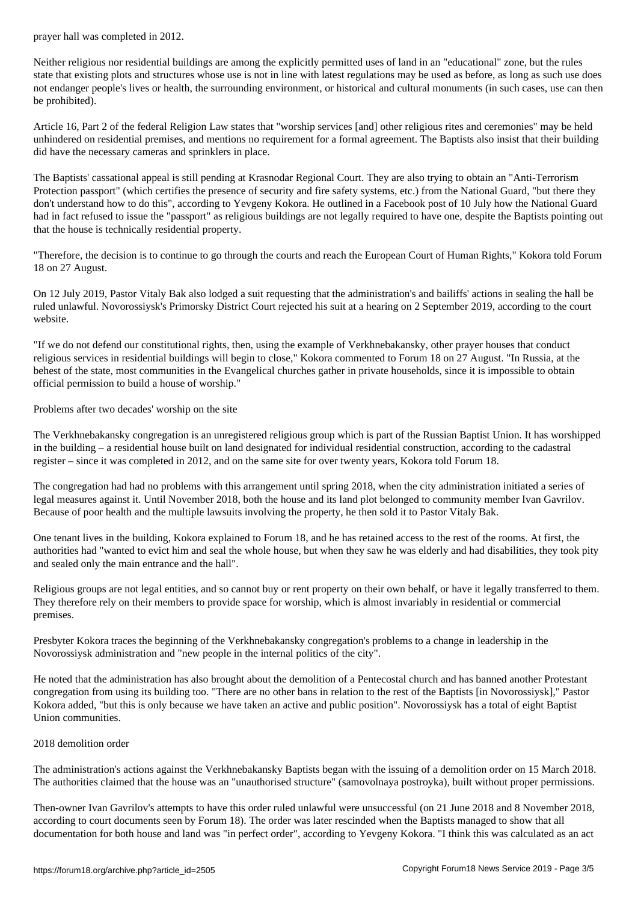prayer hall was completed in 2012.

Neither religious nor residential buildings are among the explicitly permitted uses of land in an "educational" zone, but the rules state that existing plots and structures whose use is not in line with latest regulations may be used as before, as long as such use does not endanger people's lives or health, the surrounding environment, or historical and cultural monuments (in such cases, use can then be prohibited).

Article 16, Part 2 of the federal Religion Law states that "worship services [and] other religious rites and ceremonies" may be held unhindered on residential premises, and mentions no requirement for a formal agreement. The Baptists also insist that their building did have the necessary cameras and sprinklers in place.

The Baptists' cassational appeal is still pending at Krasnodar Regional Court. They are also trying to obtain an "Anti-Terrorism Protection passport" (which certifies the presence of security and fire safety systems, etc.) from the National Guard, "but there they don't understand how to do this", according to Yevgeny Kokora. He outlined in a Facebook post of 10 July how the National Guard had in fact refused to issue the "passport" as religious buildings are not legally required to have one, despite the Baptists pointing out that the house is technically residential property.

"Therefore, the decision is to continue to go through the courts and reach the European Court of Human Rights," Kokora told Forum 18 on 27 August.

On 12 July 2019, Pastor Vitaly Bak also lodged a suit requesting that the administration's and bailiffs' actions in sealing the hall be ruled unlawful. Novorossiysk's Primorsky District Court rejected his suit at a hearing on 2 September 2019, according to the court website.

"If we do not defend our constitutional rights, then, using the example of Verkhnebakansky, other prayer houses that conduct religious services in residential buildings will begin to close," Kokora commented to Forum 18 on 27 August. "In Russia, at the behest of the state, most communities in the Evangelical churches gather in private households, since it is impossible to obtain official permission to build a house of worship."

## Problems after two decades' worship on the site

The Verkhnebakansky congregation is an unregistered religious group which is part of the Russian Baptist Union. It has worshipped in the building – a residential house built on land designated for individual residential construction, according to the cadastral register – since it was completed in 2012, and on the same site for over twenty years, Kokora told Forum 18.

The congregation had had no problems with this arrangement until spring 2018, when the city administration initiated a series of legal measures against it. Until November 2018, both the house and its land plot belonged to community member Ivan Gavrilov. Because of poor health and the multiple lawsuits involving the property, he then sold it to Pastor Vitaly Bak.

One tenant lives in the building, Kokora explained to Forum 18, and he has retained access to the rest of the rooms. At first, the authorities had "wanted to evict him and seal the whole house, but when they saw he was elderly and had disabilities, they took pity and sealed only the main entrance and the hall".

Religious groups are not legal entities, and so cannot buy or rent property on their own behalf, or have it legally transferred to them. They therefore rely on their members to provide space for worship, which is almost invariably in residential or commercial premises.

Presbyter Kokora traces the beginning of the Verkhnebakansky congregation's problems to a change in leadership in the Novorossiysk administration and "new people in the internal politics of the city".

He noted that the administration has also brought about the demolition of a Pentecostal church and has banned another Protestant congregation from using its building too. "There are no other bans in relation to the rest of the Baptists [in Novorossiysk]," Pastor Kokora added, "but this is only because we have taken an active and public position". Novorossiysk has a total of eight Baptist Union communities.

## 2018 demolition order

The administration's actions against the Verkhnebakansky Baptists began with the issuing of a demolition order on 15 March 2018. The authorities claimed that the house was an "unauthorised structure" (samovolnaya postroyka), built without proper permissions.

Then-owner Ivan Gavrilov's attempts to have this order ruled unlawful were unsuccessful (on 21 June 2018 and 8 November 2018, according to court documents seen by Forum 18). The order was later rescinded when the Baptists managed to show that all documentation for both house and land was "in perfect order", according to Yevgeny Kokora. "I think this was calculated as an act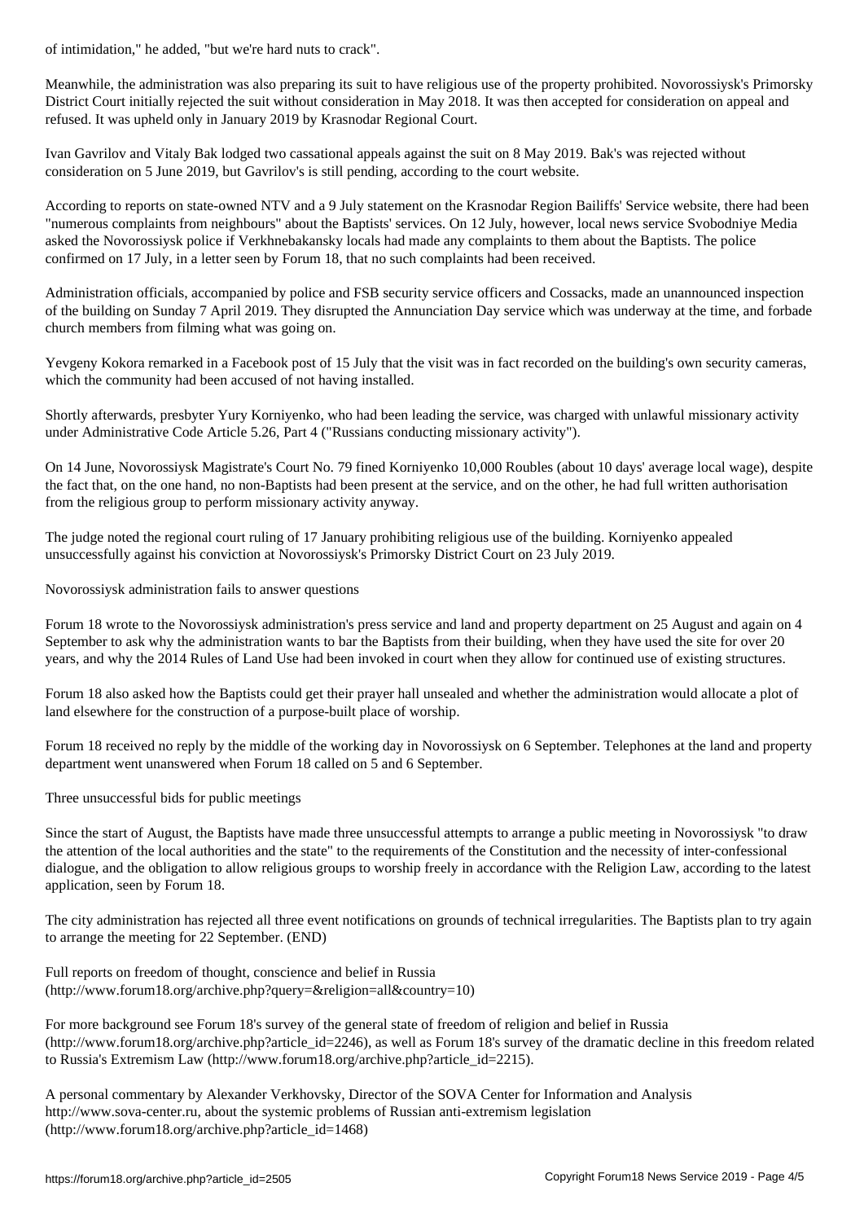of intimidation," he added, "but we're hard nuts to crack".

Meanwhile, the administration was also preparing its suit to have religious use of the property prohibited. Novorossiysk's Primorsky District Court initially rejected the suit without consideration in May 2018. It was then accepted for consideration on appeal and refused. It was upheld only in January 2019 by Krasnodar Regional Court.

Ivan Gavrilov and Vitaly Bak lodged two cassational appeals against the suit on 8 May 2019. Bak's was rejected without consideration on 5 June 2019, but Gavrilov's is still pending, according to the court website.

According to reports on state-owned NTV and a 9 July statement on the Krasnodar Region Bailiffs' Service website, there had been "numerous complaints from neighbours" about the Baptists' services. On 12 July, however, local news service Svobodniye Media asked the Novorossiysk police if Verkhnebakansky locals had made any complaints to them about the Baptists. The police confirmed on 17 July, in a letter seen by Forum 18, that no such complaints had been received.

Administration officials, accompanied by police and FSB security service officers and Cossacks, made an unannounced inspection of the building on Sunday 7 April 2019. They disrupted the Annunciation Day service which was underway at the time, and forbade church members from filming what was going on.

Yevgeny Kokora remarked in a Facebook post of 15 July that the visit was in fact recorded on the building's own security cameras, which the community had been accused of not having installed.

Shortly afterwards, presbyter Yury Korniyenko, who had been leading the service, was charged with unlawful missionary activity under Administrative Code Article 5.26, Part 4 ("Russians conducting missionary activity").

On 14 June, Novorossiysk Magistrate's Court No. 79 fined Korniyenko 10,000 Roubles (about 10 days' average local wage), despite the fact that, on the one hand, no non-Baptists had been present at the service, and on the other, he had full written authorisation from the religious group to perform missionary activity anyway.

The judge noted the regional court ruling of 17 January prohibiting religious use of the building. Korniyenko appealed unsuccessfully against his conviction at Novorossiysk's Primorsky District Court on 23 July 2019.

## Novorossiysk administration fails to answer questions

Forum 18 wrote to the Novorossiysk administration's press service and land and property department on 25 August and again on 4 September to ask why the administration wants to bar the Baptists from their building, when they have used the site for over 20 years, and why the 2014 Rules of Land Use had been invoked in court when they allow for continued use of existing structures.

Forum 18 also asked how the Baptists could get their prayer hall unsealed and whether the administration would allocate a plot of land elsewhere for the construction of a purpose-built place of worship.

Forum 18 received no reply by the middle of the working day in Novorossiysk on 6 September. Telephones at the land and property department went unanswered when Forum 18 called on 5 and 6 September.

## Three unsuccessful bids for public meetings

Since the start of August, the Baptists have made three unsuccessful attempts to arrange a public meeting in Novorossiysk "to draw the attention of the local authorities and the state" to the requirements of the Constitution and the necessity of inter-confessional dialogue, and the obligation to allow religious groups to worship freely in accordance with the Religion Law, according to the latest application, seen by Forum 18.

The city administration has rejected all three event notifications on grounds of technical irregularities. The Baptists plan to try again to arrange the meeting for 22 September. (END)

Full reports on freedom of thought, conscience and belief in Russia
(http://www.forum18.org/archive.php?query=&religion=all&country=10)

For more background see Forum 18's survey of the general state of freedom of religion and belief in Russia
(http://www.forum18.org/archive.php?article_id=2246), as well as Forum 18's survey of the dramatic decline in this freedom related to Russia's Extremism Law (http://www.forum18.org/archive.php?article_id=2215).

A personal commentary by Alexander Verkhovsky, Director of the SOVA Center for Information and Analysis
http://www.sova-center.ru, about the systemic problems of Russian anti-extremism legislation
(http://www.forum18.org/archive.php?article_id=1468)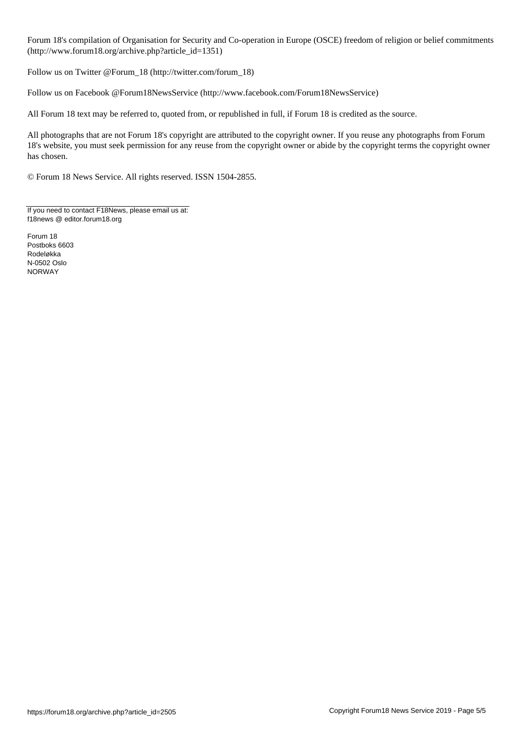Forum 18's compilation of Organisation for Security and Co-operation in Europe (OSCE) freedom of religion or belief commitments (http://www.forum18.org/archive.php?article_id=1351)

Follow us on Twitter @Forum_18 (http://twitter.com/forum_18)

Follow us on Facebook @Forum18NewsService (http://www.facebook.com/Forum18NewsService)

All Forum 18 text may be referred to, quoted from, or republished in full, if Forum 18 is credited as the source.

All photographs that are not Forum 18's copyright are attributed to the copyright owner. If you reuse any photographs from Forum 18's website, you must seek permission for any reuse from the copyright owner or abide by the copyright terms the copyright owner has chosen.

© Forum 18 News Service. All rights reserved. ISSN 1504-2855.

If you need to contact F18News, please email us at:
f18news @ editor.forum18.org

Forum 18
Postboks 6603
Rodeløkka
N-0502 Oslo
NORWAY